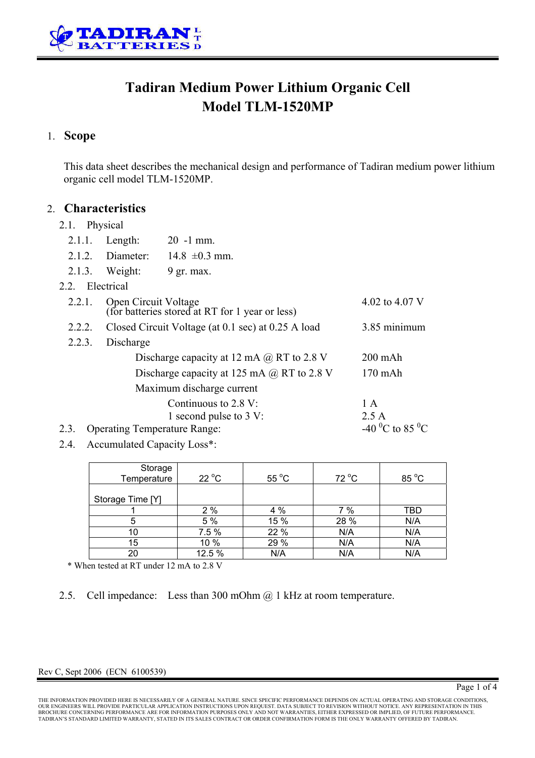TADIRAN BATTERIES LTD

# Tadiran Medium Power Lithium Organic Cell
# Model TLM-1520MP

## 1. Scope

This data sheet describes the mechanical design and performance of Tadiran medium power lithium organic cell model TLM-1520MP.

## 2. Characteristics

2.1. Physical

2.1.1. Length: 20 -1 mm.

2.1.2. Diameter: 14.8 ±0.3 mm.

2.1.3. Weight: 9 gr. max.

2.2. Electrical

2.2.1. Open Circuit Voltage (for batteries stored at RT for 1 year or less) — 4.02 to 4.07 V

2.2.2. Closed Circuit Voltage (at 0.1 sec) at 0.25 A load — 3.85 minimum

2.2.3. Discharge

- Discharge capacity at 12 mA @ RT to 2.8 V — 200 mAh
- Discharge capacity at 125 mA @ RT to 2.8 V — 170 mAh
- Maximum discharge current
  - Continuous to 2.8 V: — 1 A
  - 1 second pulse to 3 V: — 2.5 A

2.3. Operating Temperature Range: -40 $^0$C to 85 $^0$C

2.4. Accumulated Capacity Loss*:

| Storage Temperature / Storage Time [Y] | 22 °C | 55 °C | 72 °C | 85 °C |
|---|---|---|---|---|
| 1 | 2 % | 4 % | 7 % | TBD |
| 5 | 5 % | 15 % | 28 % | N/A |
| 10 | 7.5 % | 22 % | N/A | N/A |
| 15 | 10 % | 29 % | N/A | N/A |
| 20 | 12.5 % | N/A | N/A | N/A |

\* When tested at RT under 12 mA to 2.8 V

2.5. Cell impedance: Less than 300 mOhm @ 1 kHz at room temperature.

Rev C, Sept 2006 (ECN 6100539)

THE INFORMATION PROVIDED HERE IS NECESSARILY OF A GENERAL NATURE. SINCE SPECIFIC PERFORMANCE DEPENDS ON ACTUAL OPERATING AND STORAGE CONDITIONS, OUR ENGINEERS WILL PROVIDE PARTICULAR APPLICATION INSTRUCTIONS UPON REQUEST. DATA SUBJECT TO REVISION WITHOUT NOTICE. ANY REPRESENTATION IN THIS BROCHURE CONCERNING PERFORMANCE ARE FOR INFORMATION PURPOSES ONLY AND NOT WARRANTIES, EITHER EXPRESSED OR IMPLIED, OF FUTURE PERFORMANCE. TADIRAN'S STANDARD LIMITED WARRANTY, STATED IN ITS SALES CONTRACT OR ORDER CONFIRMATION FORM IS THE ONLY WARRANTY OFFERED BY TADIRAN.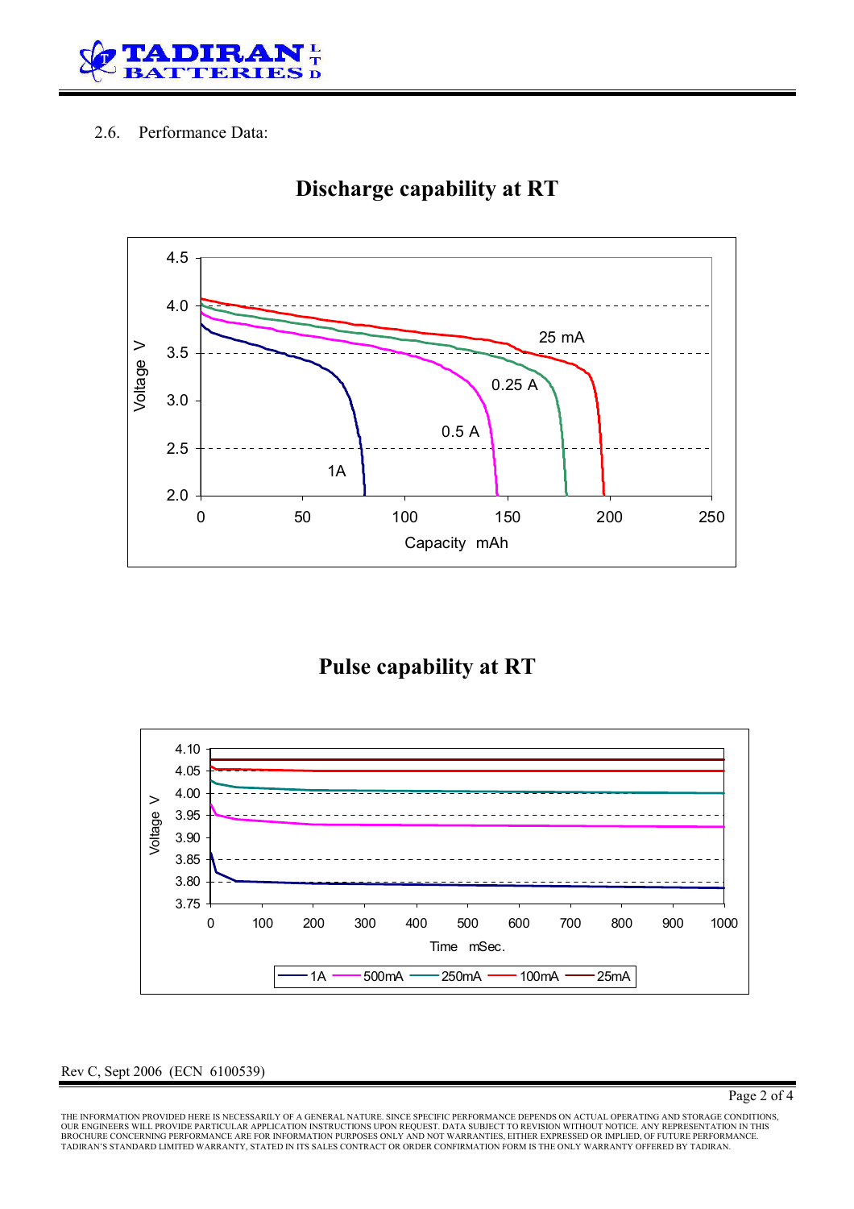2.6. Performance Data:

## Discharge capability at RT

Voltage V

4.5, 4.0, 3.5, 3.0, 2.5, 2.0

25 mA, 0.25 A, 0.5 A, 1A

0, 50, 100, 150, 200, 250

Capacity mAh

## Pulse capability at RT

Voltage V

4.10, 4.05, 4.00, 3.95, 3.90, 3.85, 3.80, 3.75

0, 100, 200, 300, 400, 500, 600, 700, 800, 900, 1000

Time mSec.

1A, 500mA, 250mA, 100mA, 25mA

Rev C, Sept 2006 (ECN 6100539)

THE INFORMATION PROVIDED HERE IS NECESSARILY OF A GENERAL NATURE. SINCE SPECIFIC PERFORMANCE DEPENDS ON ACTUAL OPERATING AND STORAGE CONDITIONS, OUR ENGINEERS WILL PROVIDE PARTICULAR APPLICATION INSTRUCTIONS UPON REQUEST. DATA SUBJECT TO REVISION WITHOUT NOTICE. ANY REPRESENTATION IN THIS BROCHURE CONCERNING PERFORMANCE ARE FOR INFORMATION PURPOSES ONLY AND NOT WARRANTIES, EITHER EXPRESSED OR IMPLIED, OF FUTURE PERFORMANCE. TADIRAN'S STANDARD LIMITED WARRANTY, STATED IN ITS SALES CONTRACT OR ORDER CONFIRMATION FORM IS THE ONLY WARRANTY OFFERED BY TADIRAN.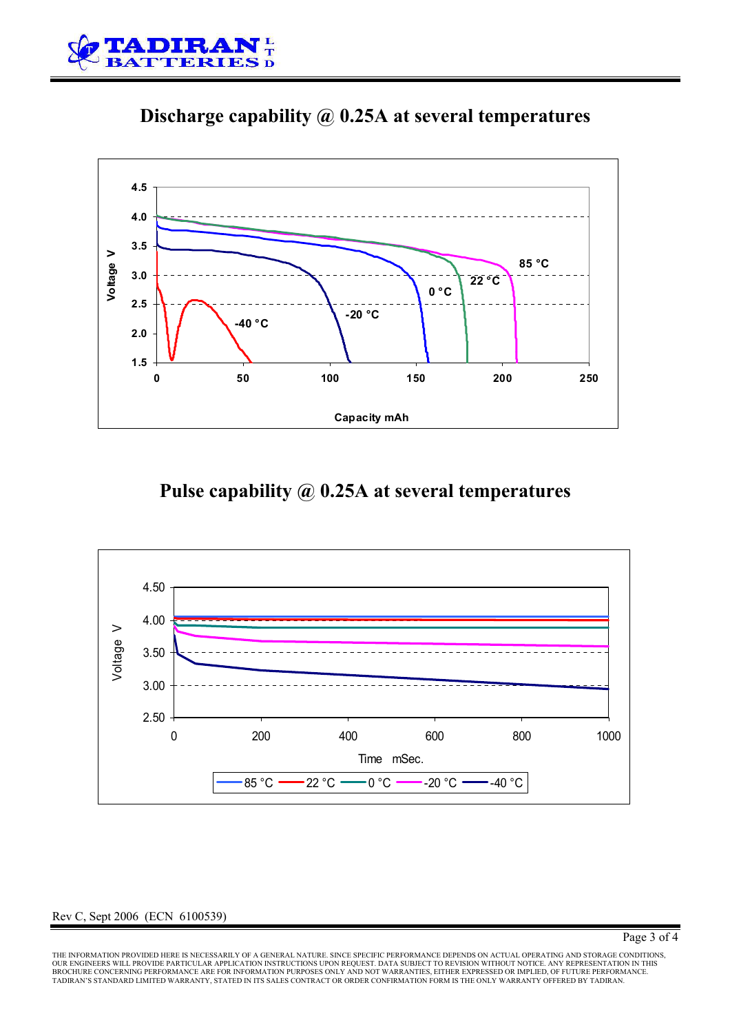## Discharge capability @ 0.25A at several temperatures

## Pulse capability @ 0.25A at several temperatures

Rev C, Sept 2006 (ECN 6100539)

THE INFORMATION PROVIDED HERE IS NECESSARILY OF A GENERAL NATURE. SINCE SPECIFIC PERFORMANCE DEPENDS ON ACTUAL OPERATING AND STORAGE CONDITIONS, OUR ENGINEERS WILL PROVIDE PARTICULAR APPLICATION INSTRUCTIONS UPON REQUEST. DATA SUBJECT TO REVISION WITHOUT NOTICE. ANY REPRESENTATION IN THIS BROCHURE CONCERNING PERFORMANCE ARE FOR INFORMATION PURPOSES ONLY AND NOT WARRANTIES, EITHER EXPRESSED OR IMPLIED, OF FUTURE PERFORMANCE. TADIRAN'S STANDARD LIMITED WARRANTY, STATED IN ITS SALES CONTRACT OR ORDER CONFIRMATION FORM IS THE ONLY WARRANTY OFFERED BY TADIRAN.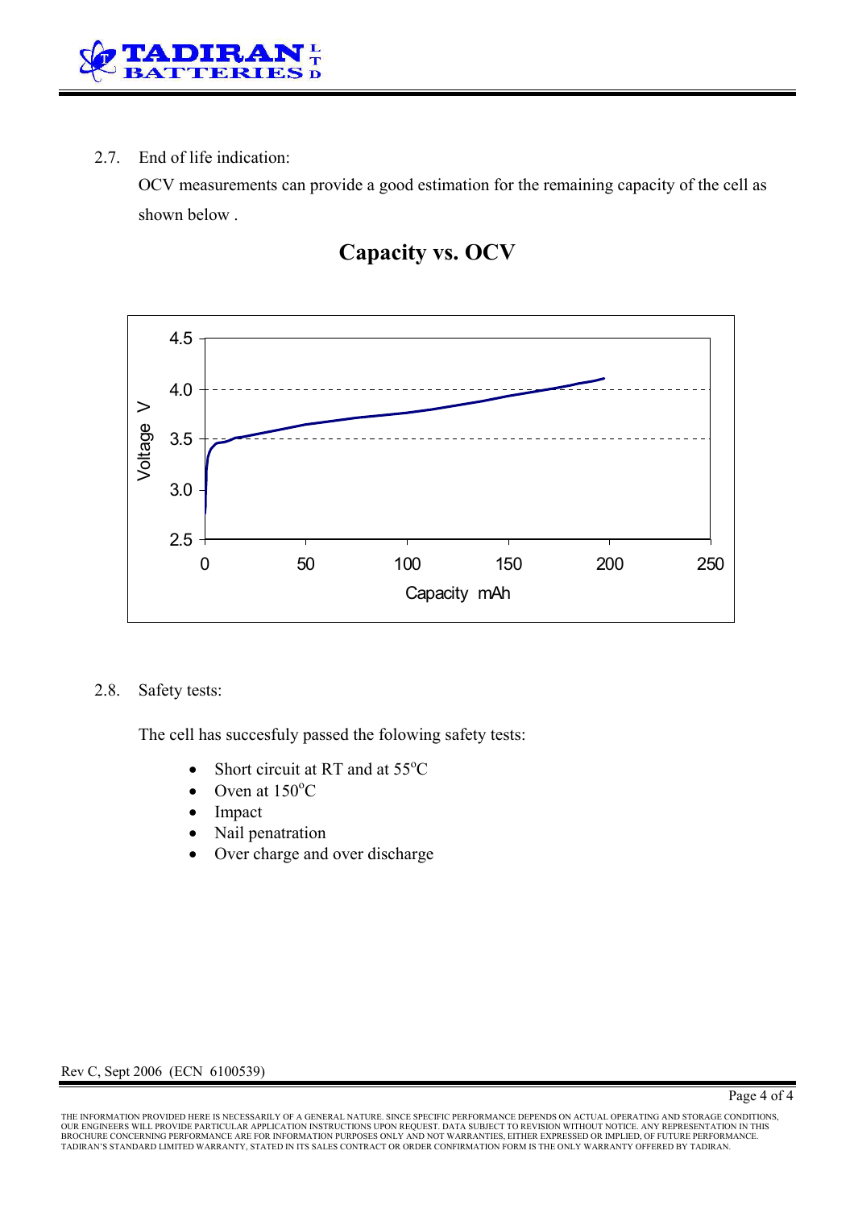2.7. End of life indication:

OCV measurements can provide a good estimation for the remaining capacity of the cell as shown below .

**Capacity vs. OCV**

Voltage V

4.5
4.0
3.5
3.0
2.5

0
50
100
150
200
250

Capacity mAh

2.8. Safety tests:

The cell has succesfuly passed the folowing safety tests:

- Short circuit at RT and at 55°C
- Oven at 150°C
- Impact
- Nail penatration
- Over charge and over discharge

Rev C, Sept 2006 (ECN 6100539)

THE INFORMATION PROVIDED HERE IS NECESSARILY OF A GENERAL NATURE. SINCE SPECIFIC PERFORMANCE DEPENDS ON ACTUAL OPERATING AND STORAGE CONDITIONS, OUR ENGINEERS WILL PROVIDE PARTICULAR APPLICATION INSTRUCTIONS UPON REQUEST. DATA SUBJECT TO REVISION WITHOUT NOTICE. ANY REPRESENTATION IN THIS BROCHURE CONCERNING PERFORMANCE ARE FOR INFORMATION PURPOSES ONLY AND NOT WARRANTIES, EITHER EXPRESSED OR IMPLIED, OF FUTURE PERFORMANCE. TADIRAN'S STANDARD LIMITED WARRANTY, STATED IN ITS SALES CONTRACT OR ORDER CONFIRMATION FORM IS THE ONLY WARRANTY OFFERED BY TADIRAN.